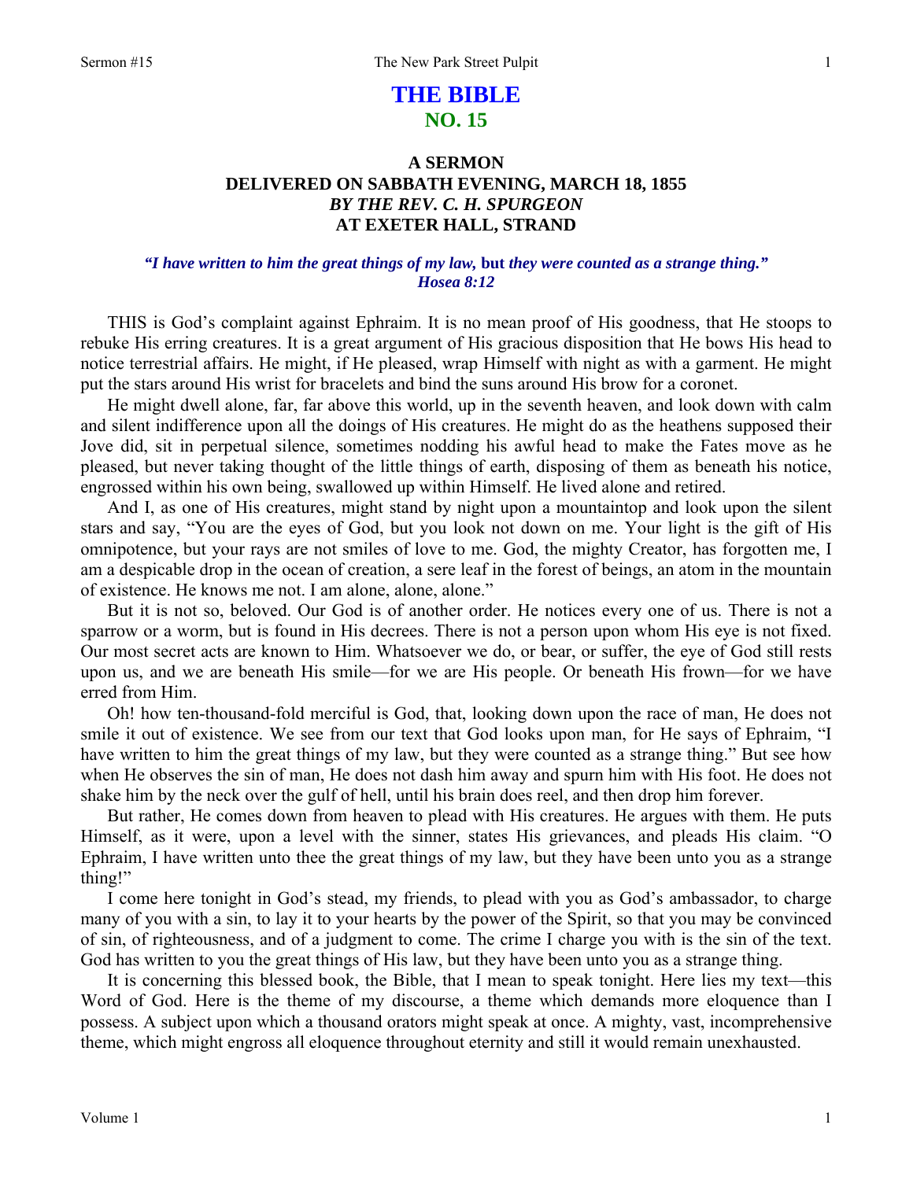# THE BIBLE
## NO. 15

### A SERMON
### DELIVERED ON SABBATH EVENING, MARCH 18, 1855
### *BY THE REV. C. H. SPURGEON*
### AT EXETER HALL, STRAND

***"I have written to him the great things of my law,* but *they were counted as a strange thing."***
***Hosea 8:12***

THIS is God's complaint against Ephraim. It is no mean proof of His goodness, that He stoops to rebuke His erring creatures. It is a great argument of His gracious disposition that He bows His head to notice terrestrial affairs. He might, if He pleased, wrap Himself with night as with a garment. He might put the stars around His wrist for bracelets and bind the suns around His brow for a coronet.

He might dwell alone, far, far above this world, up in the seventh heaven, and look down with calm and silent indifference upon all the doings of His creatures. He might do as the heathens supposed their Jove did, sit in perpetual silence, sometimes nodding his awful head to make the Fates move as he pleased, but never taking thought of the little things of earth, disposing of them as beneath his notice, engrossed within his own being, swallowed up within Himself. He lived alone and retired.

And I, as one of His creatures, might stand by night upon a mountaintop and look upon the silent stars and say, "You are the eyes of God, but you look not down on me. Your light is the gift of His omnipotence, but your rays are not smiles of love to me. God, the mighty Creator, has forgotten me, I am a despicable drop in the ocean of creation, a sere leaf in the forest of beings, an atom in the mountain of existence. He knows me not. I am alone, alone, alone."

But it is not so, beloved. Our God is of another order. He notices every one of us. There is not a sparrow or a worm, but is found in His decrees. There is not a person upon whom His eye is not fixed. Our most secret acts are known to Him. Whatsoever we do, or bear, or suffer, the eye of God still rests upon us, and we are beneath His smile—for we are His people. Or beneath His frown—for we have erred from Him.

Oh! how ten-thousand-fold merciful is God, that, looking down upon the race of man, He does not smile it out of existence. We see from our text that God looks upon man, for He says of Ephraim, "I have written to him the great things of my law, but they were counted as a strange thing." But see how when He observes the sin of man, He does not dash him away and spurn him with His foot. He does not shake him by the neck over the gulf of hell, until his brain does reel, and then drop him forever.

But rather, He comes down from heaven to plead with His creatures. He argues with them. He puts Himself, as it were, upon a level with the sinner, states His grievances, and pleads His claim. "O Ephraim, I have written unto thee the great things of my law, but they have been unto you as a strange thing!"

I come here tonight in God's stead, my friends, to plead with you as God's ambassador, to charge many of you with a sin, to lay it to your hearts by the power of the Spirit, so that you may be convinced of sin, of righteousness, and of a judgment to come. The crime I charge you with is the sin of the text. God has written to you the great things of His law, but they have been unto you as a strange thing.

It is concerning this blessed book, the Bible, that I mean to speak tonight. Here lies my text—this Word of God. Here is the theme of my discourse, a theme which demands more eloquence than I possess. A subject upon which a thousand orators might speak at once. A mighty, vast, incomprehensive theme, which might engross all eloquence throughout eternity and still it would remain unexhausted.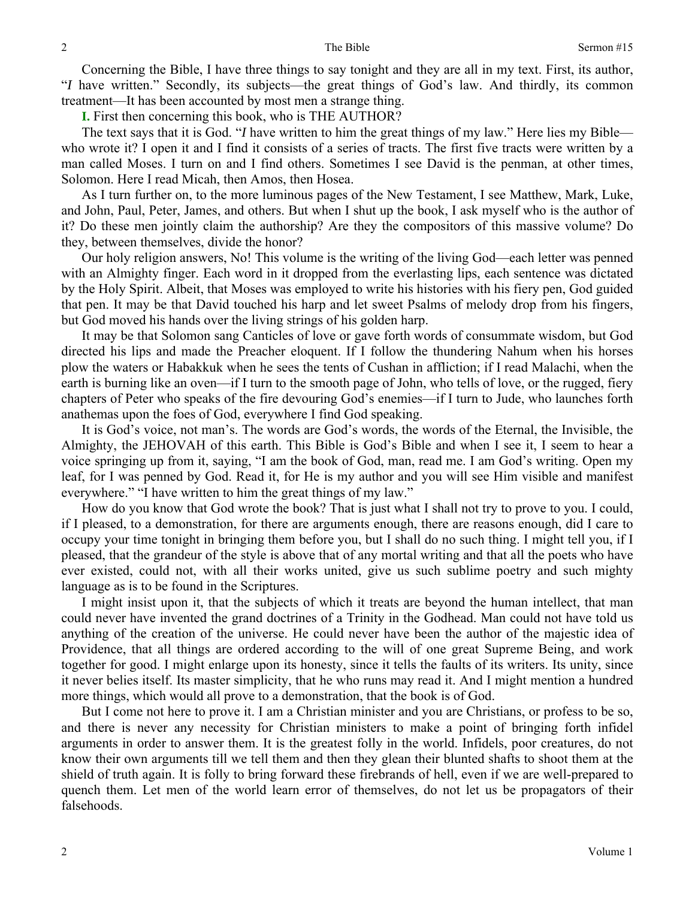Concerning the Bible, I have three things to say tonight and they are all in my text. First, its author, "*I* have written." Secondly, its subjects—the great things of God's law. And thirdly, its common treatment—It has been accounted by most men a strange thing.

**I.** First then concerning this book, who is THE AUTHOR?

The text says that it is God. "*I* have written to him the great things of my law." Here lies my Bible—who wrote it? I open it and I find it consists of a series of tracts. The first five tracts were written by a man called Moses. I turn on and I find others. Sometimes I see David is the penman, at other times, Solomon. Here I read Micah, then Amos, then Hosea.

As I turn further on, to the more luminous pages of the New Testament, I see Matthew, Mark, Luke, and John, Paul, Peter, James, and others. But when I shut up the book, I ask myself who is the author of it? Do these men jointly claim the authorship? Are they the compositors of this massive volume? Do they, between themselves, divide the honor?

Our holy religion answers, No! This volume is the writing of the living God—each letter was penned with an Almighty finger. Each word in it dropped from the everlasting lips, each sentence was dictated by the Holy Spirit. Albeit, that Moses was employed to write his histories with his fiery pen, God guided that pen. It may be that David touched his harp and let sweet Psalms of melody drop from his fingers, but God moved his hands over the living strings of his golden harp.

It may be that Solomon sang Canticles of love or gave forth words of consummate wisdom, but God directed his lips and made the Preacher eloquent. If I follow the thundering Nahum when his horses plow the waters or Habakkuk when he sees the tents of Cushan in affliction; if I read Malachi, when the earth is burning like an oven—if I turn to the smooth page of John, who tells of love, or the rugged, fiery chapters of Peter who speaks of the fire devouring God's enemies—if I turn to Jude, who launches forth anathemas upon the foes of God, everywhere I find God speaking.

It is God's voice, not man's. The words are God's words, the words of the Eternal, the Invisible, the Almighty, the JEHOVAH of this earth. This Bible is God's Bible and when I see it, I seem to hear a voice springing up from it, saying, "I am the book of God, man, read me. I am God's writing. Open my leaf, for I was penned by God. Read it, for He is my author and you will see Him visible and manifest everywhere." "I have written to him the great things of my law."

How do you know that God wrote the book? That is just what I shall not try to prove to you. I could, if I pleased, to a demonstration, for there are arguments enough, there are reasons enough, did I care to occupy your time tonight in bringing them before you, but I shall do no such thing. I might tell you, if I pleased, that the grandeur of the style is above that of any mortal writing and that all the poets who have ever existed, could not, with all their works united, give us such sublime poetry and such mighty language as is to be found in the Scriptures.

I might insist upon it, that the subjects of which it treats are beyond the human intellect, that man could never have invented the grand doctrines of a Trinity in the Godhead. Man could not have told us anything of the creation of the universe. He could never have been the author of the majestic idea of Providence, that all things are ordered according to the will of one great Supreme Being, and work together for good. I might enlarge upon its honesty, since it tells the faults of its writers. Its unity, since it never belies itself. Its master simplicity, that he who runs may read it. And I might mention a hundred more things, which would all prove to a demonstration, that the book is of God.

But I come not here to prove it. I am a Christian minister and you are Christians, or profess to be so, and there is never any necessity for Christian ministers to make a point of bringing forth infidel arguments in order to answer them. It is the greatest folly in the world. Infidels, poor creatures, do not know their own arguments till we tell them and then they glean their blunted shafts to shoot them at the shield of truth again. It is folly to bring forward these firebrands of hell, even if we are well-prepared to quench them. Let men of the world learn error of themselves, do not let us be propagators of their falsehoods.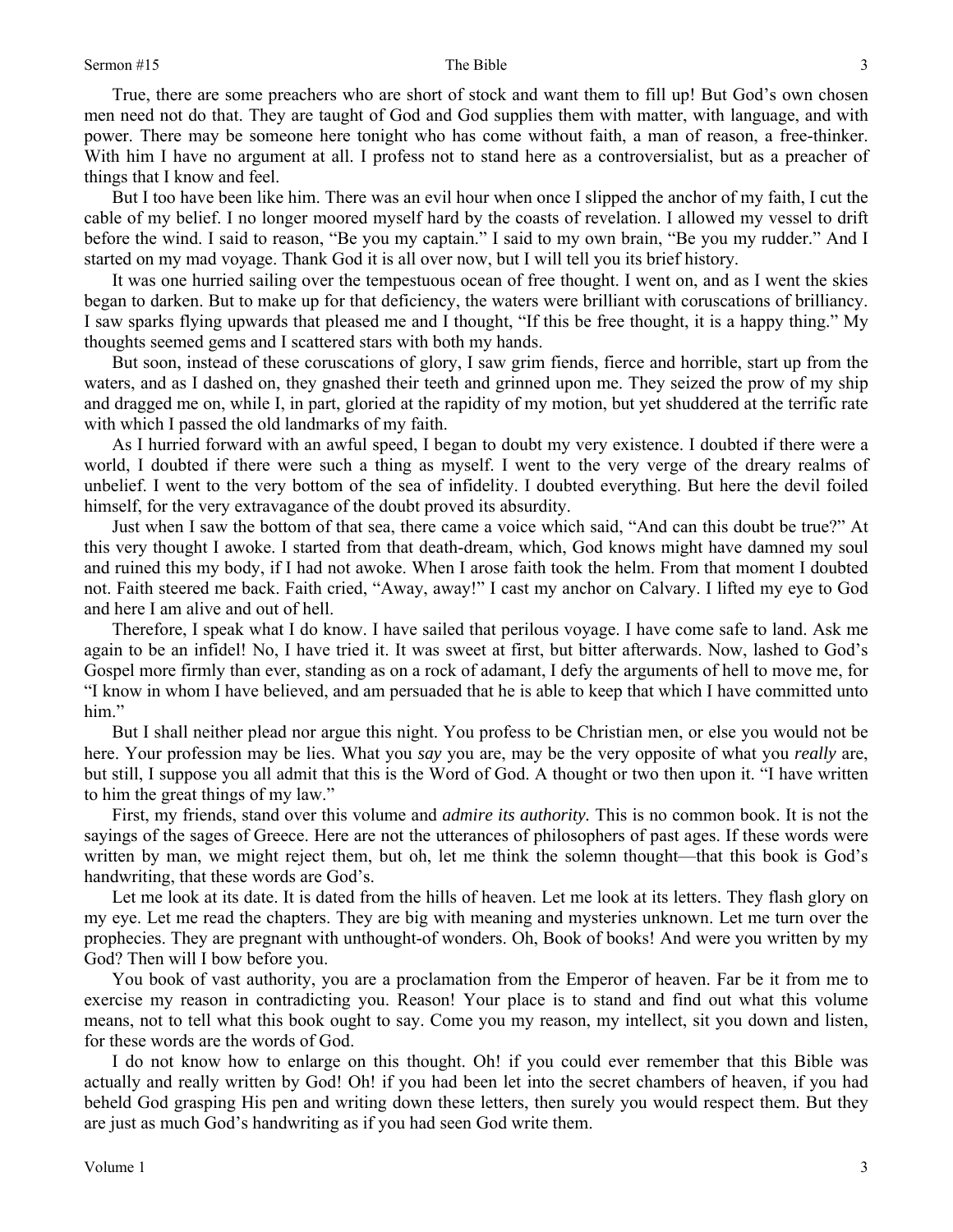True, there are some preachers who are short of stock and want them to fill up! But God's own chosen men need not do that. They are taught of God and God supplies them with matter, with language, and with power. There may be someone here tonight who has come without faith, a man of reason, a free-thinker. With him I have no argument at all. I profess not to stand here as a controversialist, but as a preacher of things that I know and feel.

But I too have been like him. There was an evil hour when once I slipped the anchor of my faith, I cut the cable of my belief. I no longer moored myself hard by the coasts of revelation. I allowed my vessel to drift before the wind. I said to reason, "Be you my captain." I said to my own brain, "Be you my rudder." And I started on my mad voyage. Thank God it is all over now, but I will tell you its brief history.

It was one hurried sailing over the tempestuous ocean of free thought. I went on, and as I went the skies began to darken. But to make up for that deficiency, the waters were brilliant with coruscations of brilliancy. I saw sparks flying upwards that pleased me and I thought, "If this be free thought, it is a happy thing." My thoughts seemed gems and I scattered stars with both my hands.

But soon, instead of these coruscations of glory, I saw grim fiends, fierce and horrible, start up from the waters, and as I dashed on, they gnashed their teeth and grinned upon me. They seized the prow of my ship and dragged me on, while I, in part, gloried at the rapidity of my motion, but yet shuddered at the terrific rate with which I passed the old landmarks of my faith.

As I hurried forward with an awful speed, I began to doubt my very existence. I doubted if there were a world, I doubted if there were such a thing as myself. I went to the very verge of the dreary realms of unbelief. I went to the very bottom of the sea of infidelity. I doubted everything. But here the devil foiled himself, for the very extravagance of the doubt proved its absurdity.

Just when I saw the bottom of that sea, there came a voice which said, "And can this doubt be true?" At this very thought I awoke. I started from that death-dream, which, God knows might have damned my soul and ruined this my body, if I had not awoke. When I arose faith took the helm. From that moment I doubted not. Faith steered me back. Faith cried, "Away, away!" I cast my anchor on Calvary. I lifted my eye to God and here I am alive and out of hell.

Therefore, I speak what I do know. I have sailed that perilous voyage. I have come safe to land. Ask me again to be an infidel! No, I have tried it. It was sweet at first, but bitter afterwards. Now, lashed to God's Gospel more firmly than ever, standing as on a rock of adamant, I defy the arguments of hell to move me, for "I know in whom I have believed, and am persuaded that he is able to keep that which I have committed unto him."

But I shall neither plead nor argue this night. You profess to be Christian men, or else you would not be here. Your profession may be lies. What you *say* you are, may be the very opposite of what you *really* are, but still, I suppose you all admit that this is the Word of God. A thought or two then upon it. "I have written to him the great things of my law."

First, my friends, stand over this volume and *admire its authority.* This is no common book. It is not the sayings of the sages of Greece. Here are not the utterances of philosophers of past ages. If these words were written by man, we might reject them, but oh, let me think the solemn thought—that this book is God's handwriting, that these words are God's.

Let me look at its date. It is dated from the hills of heaven. Let me look at its letters. They flash glory on my eye. Let me read the chapters. They are big with meaning and mysteries unknown. Let me turn over the prophecies. They are pregnant with unthought-of wonders. Oh, Book of books! And were you written by my God? Then will I bow before you.

You book of vast authority, you are a proclamation from the Emperor of heaven. Far be it from me to exercise my reason in contradicting you. Reason! Your place is to stand and find out what this volume means, not to tell what this book ought to say. Come you my reason, my intellect, sit you down and listen, for these words are the words of God.

I do not know how to enlarge on this thought. Oh! if you could ever remember that this Bible was actually and really written by God! Oh! if you had been let into the secret chambers of heaven, if you had beheld God grasping His pen and writing down these letters, then surely you would respect them. But they are just as much God's handwriting as if you had seen God write them.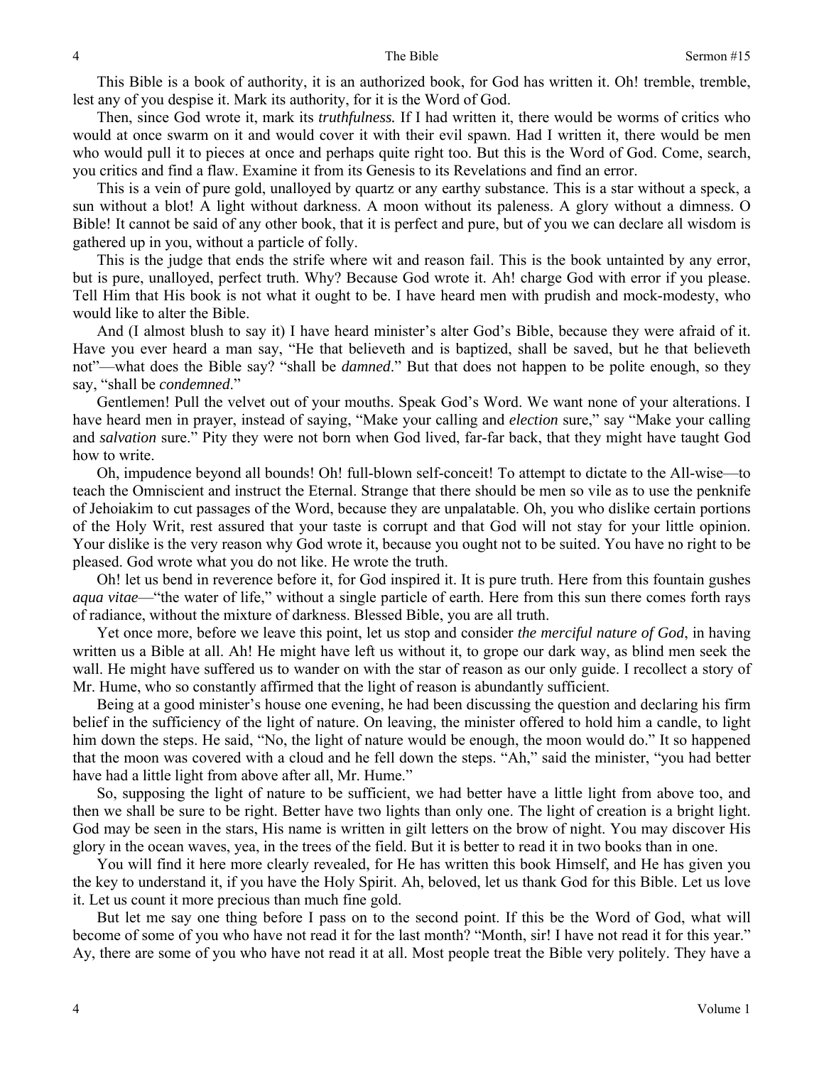This Bible is a book of authority, it is an authorized book, for God has written it. Oh! tremble, tremble, lest any of you despise it. Mark its authority, for it is the Word of God.

Then, since God wrote it, mark its *truthfulness.* If I had written it, there would be worms of critics who would at once swarm on it and would cover it with their evil spawn. Had I written it, there would be men who would pull it to pieces at once and perhaps quite right too. But this is the Word of God. Come, search, you critics and find a flaw. Examine it from its Genesis to its Revelations and find an error.

This is a vein of pure gold, unalloyed by quartz or any earthy substance. This is a star without a speck, a sun without a blot! A light without darkness. A moon without its paleness. A glory without a dimness. O Bible! It cannot be said of any other book, that it is perfect and pure, but of you we can declare all wisdom is gathered up in you, without a particle of folly.

This is the judge that ends the strife where wit and reason fail. This is the book untainted by any error, but is pure, unalloyed, perfect truth. Why? Because God wrote it. Ah! charge God with error if you please. Tell Him that His book is not what it ought to be. I have heard men with prudish and mock-modesty, who would like to alter the Bible.

And (I almost blush to say it) I have heard minister's alter God's Bible, because they were afraid of it. Have you ever heard a man say, "He that believeth and is baptized, shall be saved, but he that believeth not"—what does the Bible say? "shall be *damned*." But that does not happen to be polite enough, so they say, "shall be *condemned*."

Gentlemen! Pull the velvet out of your mouths. Speak God's Word. We want none of your alterations. I have heard men in prayer, instead of saying, "Make your calling and *election* sure," say "Make your calling and *salvation* sure." Pity they were not born when God lived, far-far back, that they might have taught God how to write.

Oh, impudence beyond all bounds! Oh! full-blown self-conceit! To attempt to dictate to the All-wise—to teach the Omniscient and instruct the Eternal. Strange that there should be men so vile as to use the penknife of Jehoiakim to cut passages of the Word, because they are unpalatable. Oh, you who dislike certain portions of the Holy Writ, rest assured that your taste is corrupt and that God will not stay for your little opinion. Your dislike is the very reason why God wrote it, because you ought not to be suited. You have no right to be pleased. God wrote what you do not like. He wrote the truth.

Oh! let us bend in reverence before it, for God inspired it. It is pure truth. Here from this fountain gushes *aqua vitae*—"the water of life," without a single particle of earth. Here from this sun there comes forth rays of radiance, without the mixture of darkness. Blessed Bible, you are all truth.

Yet once more, before we leave this point, let us stop and consider *the merciful nature of God*, in having written us a Bible at all. Ah! He might have left us without it, to grope our dark way, as blind men seek the wall. He might have suffered us to wander on with the star of reason as our only guide. I recollect a story of Mr. Hume, who so constantly affirmed that the light of reason is abundantly sufficient.

Being at a good minister's house one evening, he had been discussing the question and declaring his firm belief in the sufficiency of the light of nature. On leaving, the minister offered to hold him a candle, to light him down the steps. He said, "No, the light of nature would be enough, the moon would do." It so happened that the moon was covered with a cloud and he fell down the steps. "Ah," said the minister, "you had better have had a little light from above after all, Mr. Hume."

So, supposing the light of nature to be sufficient, we had better have a little light from above too, and then we shall be sure to be right. Better have two lights than only one. The light of creation is a bright light. God may be seen in the stars, His name is written in gilt letters on the brow of night. You may discover His glory in the ocean waves, yea, in the trees of the field. But it is better to read it in two books than in one.

You will find it here more clearly revealed, for He has written this book Himself, and He has given you the key to understand it, if you have the Holy Spirit. Ah, beloved, let us thank God for this Bible. Let us love it. Let us count it more precious than much fine gold.

But let me say one thing before I pass on to the second point. If this be the Word of God, what will become of some of you who have not read it for the last month? "Month, sir! I have not read it for this year." Ay, there are some of you who have not read it at all. Most people treat the Bible very politely. They have a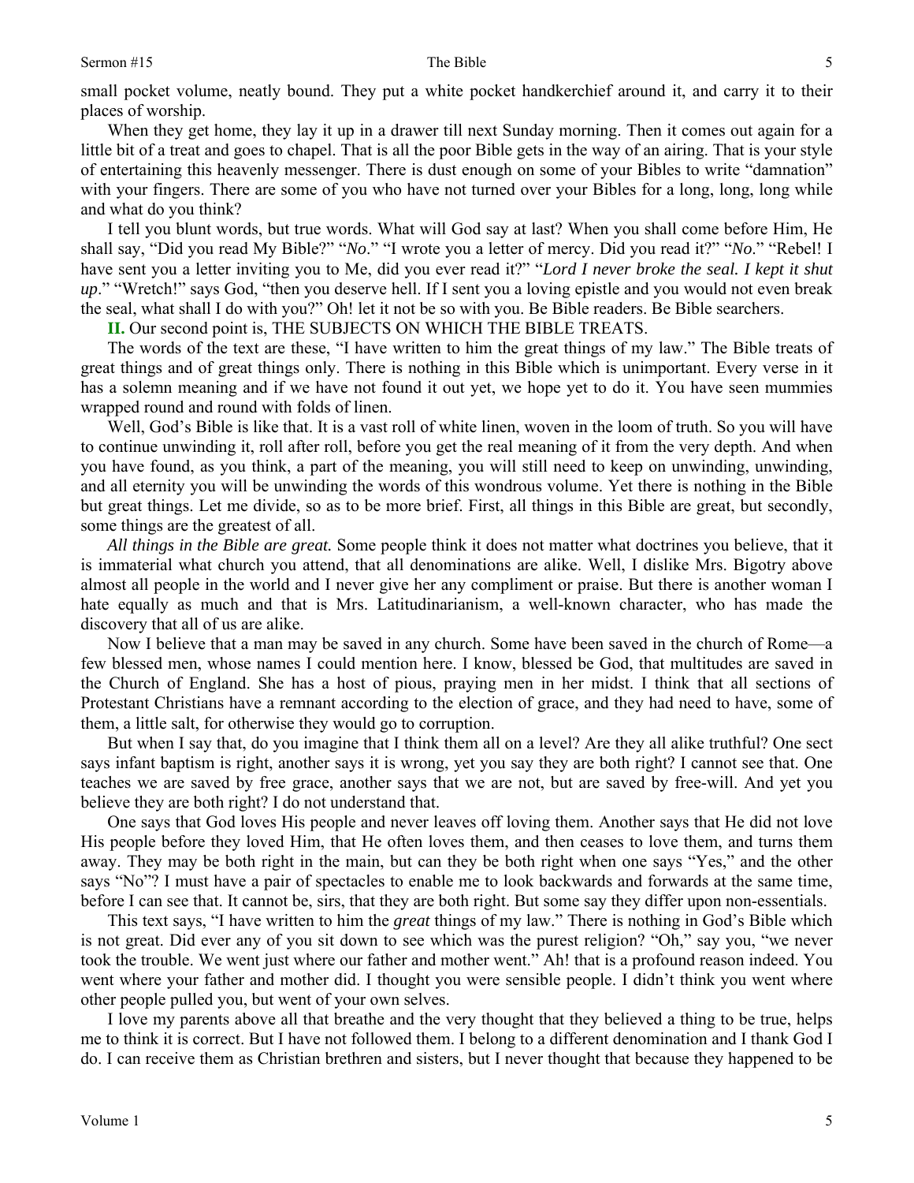small pocket volume, neatly bound. They put a white pocket handkerchief around it, and carry it to their places of worship.

When they get home, they lay it up in a drawer till next Sunday morning. Then it comes out again for a little bit of a treat and goes to chapel. That is all the poor Bible gets in the way of an airing. That is your style of entertaining this heavenly messenger. There is dust enough on some of your Bibles to write "damnation" with your fingers. There are some of you who have not turned over your Bibles for a long, long, long while and what do you think?

I tell you blunt words, but true words. What will God say at last? When you shall come before Him, He shall say, "Did you read My Bible?" "*No*." "I wrote you a letter of mercy. Did you read it?" "*No*." "Rebel! I have sent you a letter inviting you to Me, did you ever read it?" "*Lord I never broke the seal. I kept it shut up*." "Wretch!" says God, "then you deserve hell. If I sent you a loving epistle and you would not even break the seal, what shall I do with you?" Oh! let it not be so with you. Be Bible readers. Be Bible searchers.

**II.** Our second point is, THE SUBJECTS ON WHICH THE BIBLE TREATS.

The words of the text are these, "I have written to him the great things of my law." The Bible treats of great things and of great things only. There is nothing in this Bible which is unimportant. Every verse in it has a solemn meaning and if we have not found it out yet, we hope yet to do it. You have seen mummies wrapped round and round with folds of linen.

Well, God's Bible is like that. It is a vast roll of white linen, woven in the loom of truth. So you will have to continue unwinding it, roll after roll, before you get the real meaning of it from the very depth. And when you have found, as you think, a part of the meaning, you will still need to keep on unwinding, unwinding, and all eternity you will be unwinding the words of this wondrous volume. Yet there is nothing in the Bible but great things. Let me divide, so as to be more brief. First, all things in this Bible are great, but secondly, some things are the greatest of all.

*All things in the Bible are great.* Some people think it does not matter what doctrines you believe, that it is immaterial what church you attend, that all denominations are alike. Well, I dislike Mrs. Bigotry above almost all people in the world and I never give her any compliment or praise. But there is another woman I hate equally as much and that is Mrs. Latitudinarianism, a well-known character, who has made the discovery that all of us are alike.

Now I believe that a man may be saved in any church. Some have been saved in the church of Rome—a few blessed men, whose names I could mention here. I know, blessed be God, that multitudes are saved in the Church of England. She has a host of pious, praying men in her midst. I think that all sections of Protestant Christians have a remnant according to the election of grace, and they had need to have, some of them, a little salt, for otherwise they would go to corruption.

But when I say that, do you imagine that I think them all on a level? Are they all alike truthful? One sect says infant baptism is right, another says it is wrong, yet you say they are both right? I cannot see that. One teaches we are saved by free grace, another says that we are not, but are saved by free-will. And yet you believe they are both right? I do not understand that.

One says that God loves His people and never leaves off loving them. Another says that He did not love His people before they loved Him, that He often loves them, and then ceases to love them, and turns them away. They may be both right in the main, but can they be both right when one says "Yes," and the other says "No"? I must have a pair of spectacles to enable me to look backwards and forwards at the same time, before I can see that. It cannot be, sirs, that they are both right. But some say they differ upon non-essentials.

This text says, "I have written to him the *great* things of my law." There is nothing in God's Bible which is not great. Did ever any of you sit down to see which was the purest religion? "Oh," say you, "we never took the trouble. We went just where our father and mother went." Ah! that is a profound reason indeed. You went where your father and mother did. I thought you were sensible people. I didn't think you went where other people pulled you, but went of your own selves.

I love my parents above all that breathe and the very thought that they believed a thing to be true, helps me to think it is correct. But I have not followed them. I belong to a different denomination and I thank God I do. I can receive them as Christian brethren and sisters, but I never thought that because they happened to be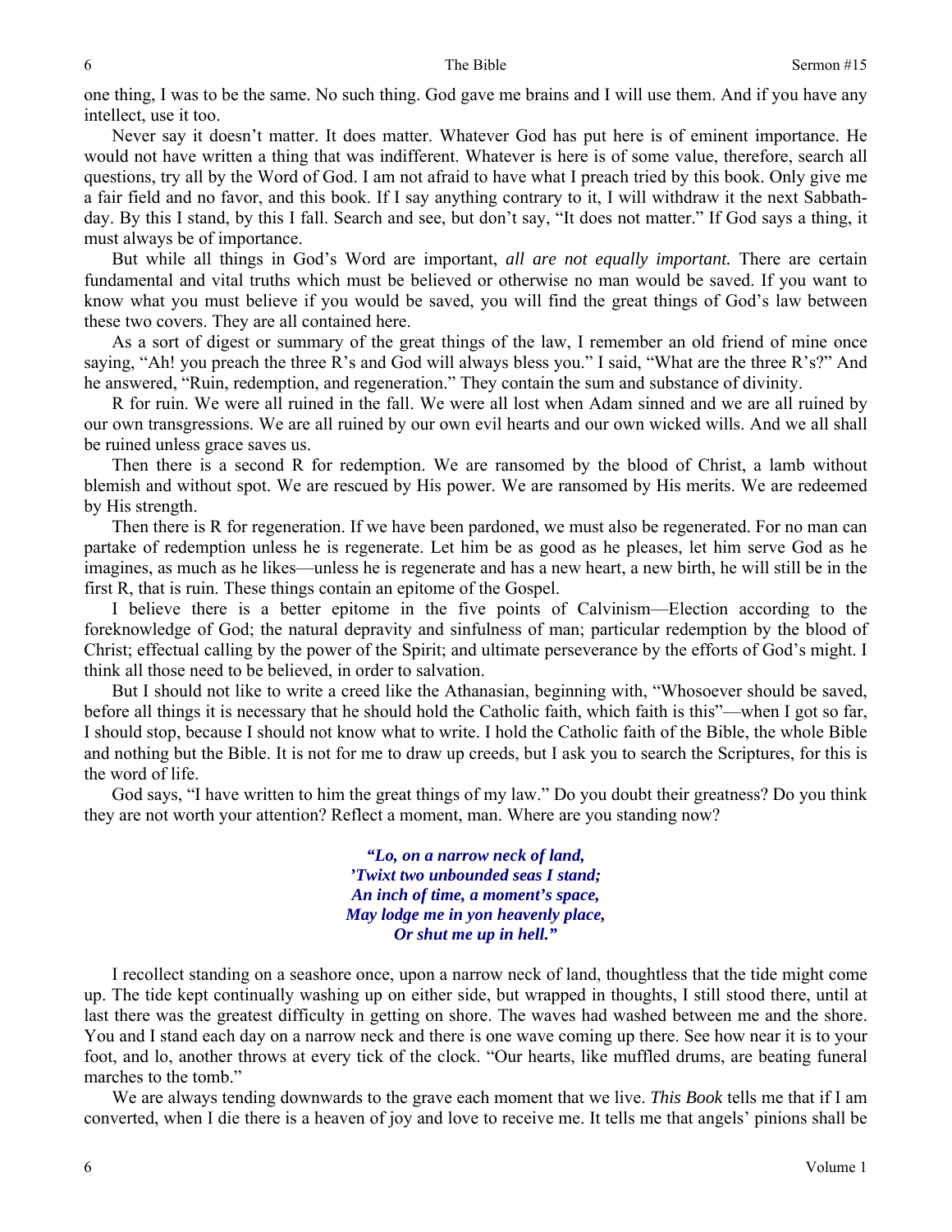one thing, I was to be the same. No such thing. God gave me brains and I will use them. And if you have any intellect, use it too.

Never say it doesn't matter. It does matter. Whatever God has put here is of eminent importance. He would not have written a thing that was indifferent. Whatever is here is of some value, therefore, search all questions, try all by the Word of God. I am not afraid to have what I preach tried by this book. Only give me a fair field and no favor, and this book. If I say anything contrary to it, I will withdraw it the next Sabbath-day. By this I stand, by this I fall. Search and see, but don't say, "It does not matter." If God says a thing, it must always be of importance.

But while all things in God's Word are important, *all are not equally important.* There are certain fundamental and vital truths which must be believed or otherwise no man would be saved. If you want to know what you must believe if you would be saved, you will find the great things of God's law between these two covers. They are all contained here.

As a sort of digest or summary of the great things of the law, I remember an old friend of mine once saying, "Ah! you preach the three R's and God will always bless you." I said, "What are the three R's?" And he answered, "Ruin, redemption, and regeneration." They contain the sum and substance of divinity.

R for ruin. We were all ruined in the fall. We were all lost when Adam sinned and we are all ruined by our own transgressions. We are all ruined by our own evil hearts and our own wicked wills. And we all shall be ruined unless grace saves us.

Then there is a second R for redemption. We are ransomed by the blood of Christ, a lamb without blemish and without spot. We are rescued by His power. We are ransomed by His merits. We are redeemed by His strength.

Then there is R for regeneration. If we have been pardoned, we must also be regenerated. For no man can partake of redemption unless he is regenerate. Let him be as good as he pleases, let him serve God as he imagines, as much as he likes—unless he is regenerate and has a new heart, a new birth, he will still be in the first R, that is ruin. These things contain an epitome of the Gospel.

I believe there is a better epitome in the five points of Calvinism—Election according to the foreknowledge of God; the natural depravity and sinfulness of man; particular redemption by the blood of Christ; effectual calling by the power of the Spirit; and ultimate perseverance by the efforts of God's might. I think all those need to be believed, in order to salvation.

But I should not like to write a creed like the Athanasian, beginning with, "Whosoever should be saved, before all things it is necessary that he should hold the Catholic faith, which faith is this"—when I got so far, I should stop, because I should not know what to write. I hold the Catholic faith of the Bible, the whole Bible and nothing but the Bible. It is not for me to draw up creeds, but I ask you to search the Scriptures, for this is the word of life.

God says, "I have written to him the great things of my law." Do you doubt their greatness? Do you think they are not worth your attention? Reflect a moment, man. Where are you standing now?

> ***"Lo, on a narrow neck of land,***
> ***'Twixt two unbounded seas I stand;***
> ***An inch of time, a moment's space,***
> ***May lodge me in yon heavenly place,***
> ***Or shut me up in hell."***

I recollect standing on a seashore once, upon a narrow neck of land, thoughtless that the tide might come up. The tide kept continually washing up on either side, but wrapped in thoughts, I still stood there, until at last there was the greatest difficulty in getting on shore. The waves had washed between me and the shore. You and I stand each day on a narrow neck and there is one wave coming up there. See how near it is to your foot, and lo, another throws at every tick of the clock. "Our hearts, like muffled drums, are beating funeral marches to the tomb."

We are always tending downwards to the grave each moment that we live. *This Book* tells me that if I am converted, when I die there is a heaven of joy and love to receive me. It tells me that angels' pinions shall be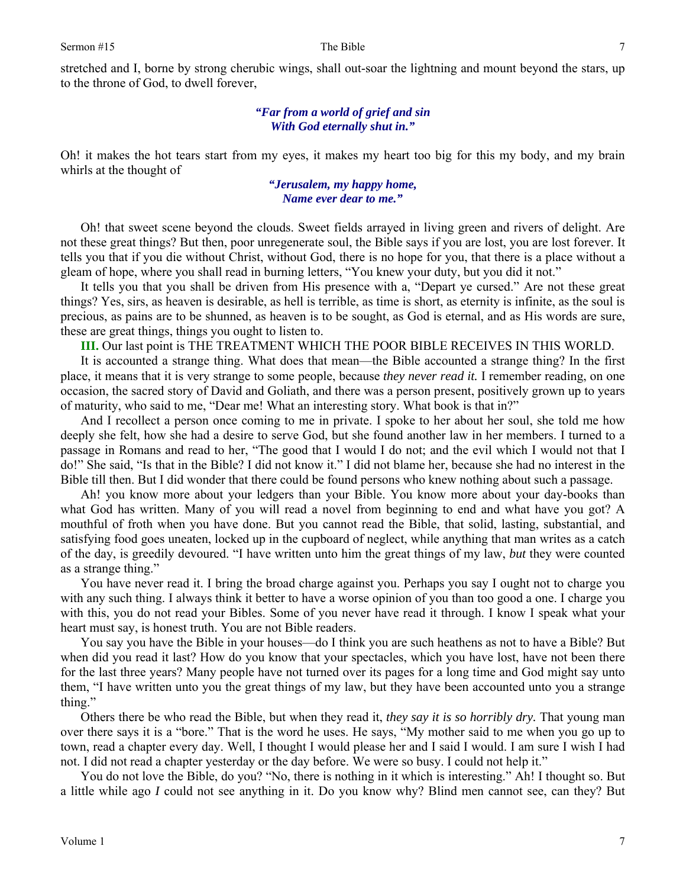stretched and I, borne by strong cherubic wings, shall out-soar the lightning and mount beyond the stars, up to the throne of God, to dwell forever,

> ***"Far from a world of grief and sin***
> ***With God eternally shut in."***

Oh! it makes the hot tears start from my eyes, it makes my heart too big for this my body, and my brain whirls at the thought of

> ***"Jerusalem, my happy home,***
> ***Name ever dear to me."***

Oh! that sweet scene beyond the clouds. Sweet fields arrayed in living green and rivers of delight. Are not these great things? But then, poor unregenerate soul, the Bible says if you are lost, you are lost forever. It tells you that if you die without Christ, without God, there is no hope for you, that there is a place without a gleam of hope, where you shall read in burning letters, "You knew your duty, but you did it not."

It tells you that you shall be driven from His presence with a, "Depart ye cursed." Are not these great things? Yes, sirs, as heaven is desirable, as hell is terrible, as time is short, as eternity is infinite, as the soul is precious, as pains are to be shunned, as heaven is to be sought, as God is eternal, and as His words are sure, these are great things, things you ought to listen to.

**III.** Our last point is THE TREATMENT WHICH THE POOR BIBLE RECEIVES IN THIS WORLD.

It is accounted a strange thing. What does that mean—the Bible accounted a strange thing? In the first place, it means that it is very strange to some people, because *they never read it.* I remember reading, on one occasion, the sacred story of David and Goliath, and there was a person present, positively grown up to years of maturity, who said to me, "Dear me! What an interesting story. What book is that in?"

And I recollect a person once coming to me in private. I spoke to her about her soul, she told me how deeply she felt, how she had a desire to serve God, but she found another law in her members. I turned to a passage in Romans and read to her, "The good that I would I do not; and the evil which I would not that I do!" She said, "Is that in the Bible? I did not know it." I did not blame her, because she had no interest in the Bible till then. But I did wonder that there could be found persons who knew nothing about such a passage.

Ah! you know more about your ledgers than your Bible. You know more about your day-books than what God has written. Many of you will read a novel from beginning to end and what have you got? A mouthful of froth when you have done. But you cannot read the Bible, that solid, lasting, substantial, and satisfying food goes uneaten, locked up in the cupboard of neglect, while anything that man writes as a catch of the day, is greedily devoured. "I have written unto him the great things of my law, *but* they were counted as a strange thing."

You have never read it. I bring the broad charge against you. Perhaps you say I ought not to charge you with any such thing. I always think it better to have a worse opinion of you than too good a one. I charge you with this, you do not read your Bibles. Some of you never have read it through. I know I speak what your heart must say, is honest truth. You are not Bible readers.

You say you have the Bible in your houses—do I think you are such heathens as not to have a Bible? But when did you read it last? How do you know that your spectacles, which you have lost, have not been there for the last three years? Many people have not turned over its pages for a long time and God might say unto them, "I have written unto you the great things of my law, but they have been accounted unto you a strange thing."

Others there be who read the Bible, but when they read it, *they say it is so horribly dry.* That young man over there says it is a "bore." That is the word he uses. He says, "My mother said to me when you go up to town, read a chapter every day. Well, I thought I would please her and I said I would. I am sure I wish I had not. I did not read a chapter yesterday or the day before. We were so busy. I could not help it."

You do not love the Bible, do you? "No, there is nothing in it which is interesting." Ah! I thought so. But a little while ago *I* could not see anything in it. Do you know why? Blind men cannot see, can they? But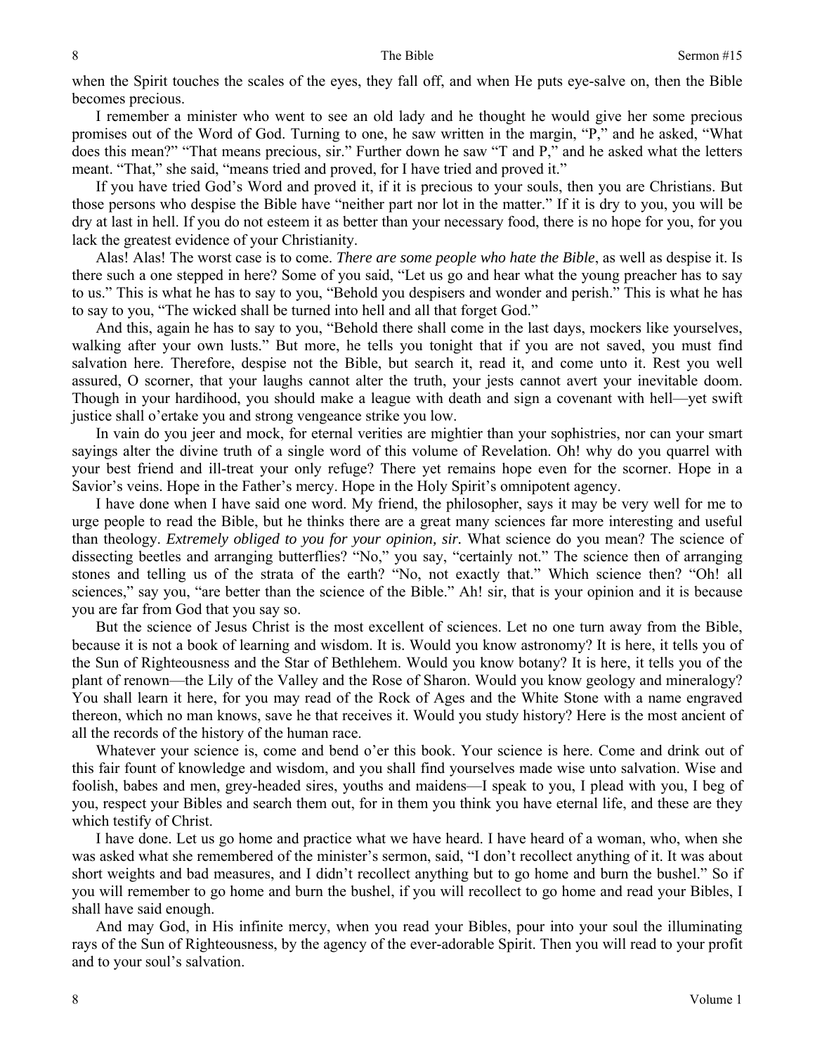when the Spirit touches the scales of the eyes, they fall off, and when He puts eye-salve on, then the Bible becomes precious.

I remember a minister who went to see an old lady and he thought he would give her some precious promises out of the Word of God. Turning to one, he saw written in the margin, "P," and he asked, "What does this mean?" "That means precious, sir." Further down he saw "T and P," and he asked what the letters meant. "That," she said, "means tried and proved, for I have tried and proved it."

If you have tried God's Word and proved it, if it is precious to your souls, then you are Christians. But those persons who despise the Bible have "neither part nor lot in the matter." If it is dry to you, you will be dry at last in hell. If you do not esteem it as better than your necessary food, there is no hope for you, for you lack the greatest evidence of your Christianity.

Alas! Alas! The worst case is to come. *There are some people who hate the Bible*, as well as despise it. Is there such a one stepped in here? Some of you said, "Let us go and hear what the young preacher has to say to us." This is what he has to say to you, "Behold you despisers and wonder and perish." This is what he has to say to you, "The wicked shall be turned into hell and all that forget God."

And this, again he has to say to you, "Behold there shall come in the last days, mockers like yourselves, walking after your own lusts." But more, he tells you tonight that if you are not saved, you must find salvation here. Therefore, despise not the Bible, but search it, read it, and come unto it. Rest you well assured, O scorner, that your laughs cannot alter the truth, your jests cannot avert your inevitable doom. Though in your hardihood, you should make a league with death and sign a covenant with hell—yet swift justice shall o'ertake you and strong vengeance strike you low.

In vain do you jeer and mock, for eternal verities are mightier than your sophistries, nor can your smart sayings alter the divine truth of a single word of this volume of Revelation. Oh! why do you quarrel with your best friend and ill-treat your only refuge? There yet remains hope even for the scorner. Hope in a Savior's veins. Hope in the Father's mercy. Hope in the Holy Spirit's omnipotent agency.

I have done when I have said one word. My friend, the philosopher, says it may be very well for me to urge people to read the Bible, but he thinks there are a great many sciences far more interesting and useful than theology. *Extremely obliged to you for your opinion, sir.* What science do you mean? The science of dissecting beetles and arranging butterflies? "No," you say, "certainly not." The science then of arranging stones and telling us of the strata of the earth? "No, not exactly that." Which science then? "Oh! all sciences," say you, "are better than the science of the Bible." Ah! sir, that is your opinion and it is because you are far from God that you say so.

But the science of Jesus Christ is the most excellent of sciences. Let no one turn away from the Bible, because it is not a book of learning and wisdom. It is. Would you know astronomy? It is here, it tells you of the Sun of Righteousness and the Star of Bethlehem. Would you know botany? It is here, it tells you of the plant of renown—the Lily of the Valley and the Rose of Sharon. Would you know geology and mineralogy? You shall learn it here, for you may read of the Rock of Ages and the White Stone with a name engraved thereon, which no man knows, save he that receives it. Would you study history? Here is the most ancient of all the records of the history of the human race.

Whatever your science is, come and bend o'er this book. Your science is here. Come and drink out of this fair fount of knowledge and wisdom, and you shall find yourselves made wise unto salvation. Wise and foolish, babes and men, grey-headed sires, youths and maidens—I speak to you, I plead with you, I beg of you, respect your Bibles and search them out, for in them you think you have eternal life, and these are they which testify of Christ.

I have done. Let us go home and practice what we have heard. I have heard of a woman, who, when she was asked what she remembered of the minister's sermon, said, "I don't recollect anything of it. It was about short weights and bad measures, and I didn't recollect anything but to go home and burn the bushel." So if you will remember to go home and burn the bushel, if you will recollect to go home and read your Bibles, I shall have said enough.

And may God, in His infinite mercy, when you read your Bibles, pour into your soul the illuminating rays of the Sun of Righteousness, by the agency of the ever-adorable Spirit. Then you will read to your profit and to your soul's salvation.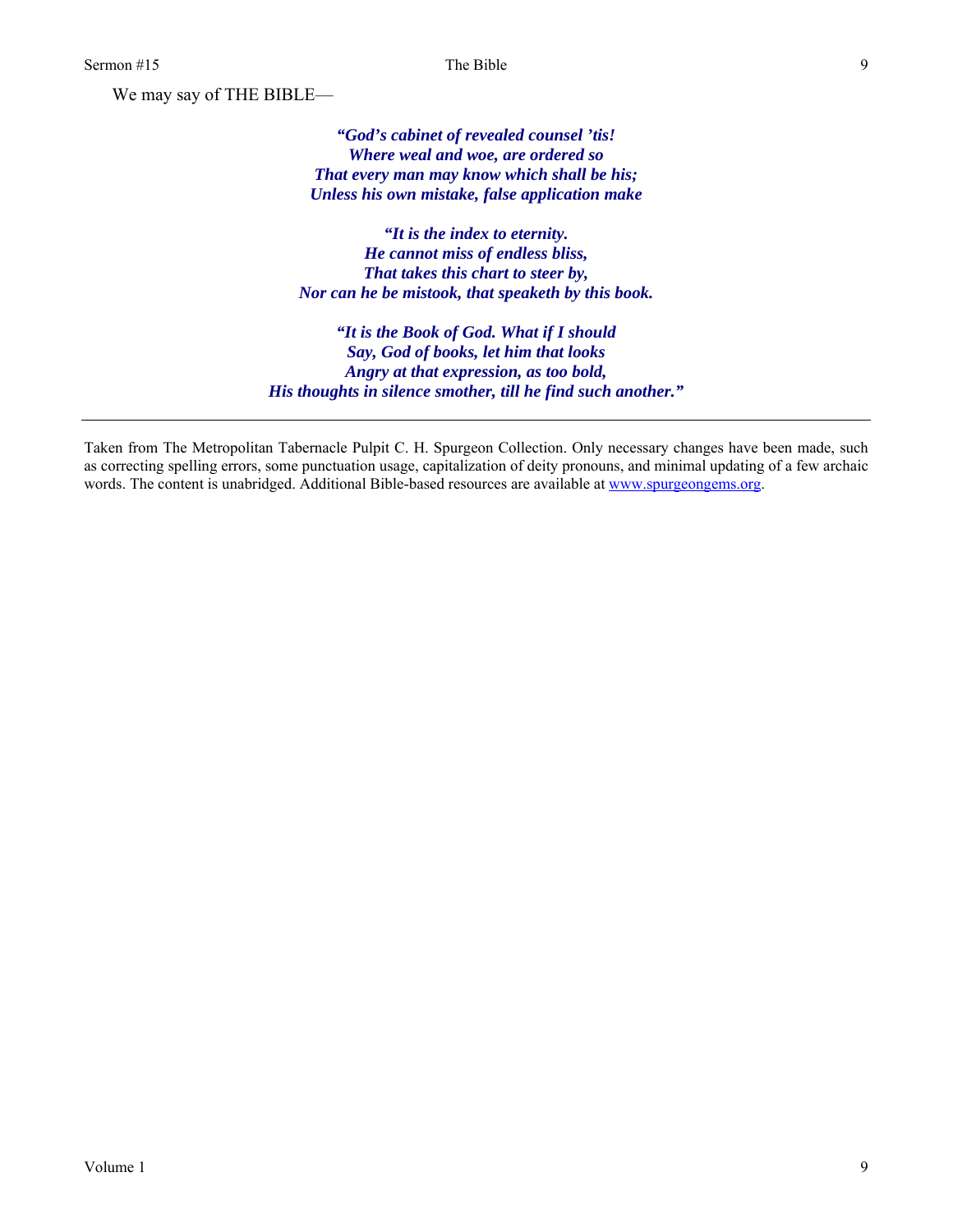We may say of THE BIBLE—

> ***"God's cabinet of revealed counsel 'tis!***
> ***Where weal and woe, are ordered so***
> ***That every man may know which shall be his;***
> ***Unless his own mistake, false application make***
>
> ***"It is the index to eternity.***
> ***He cannot miss of endless bliss,***
> ***That takes this chart to steer by,***
> ***Nor can he be mistook, that speaketh by this book.***
>
> ***"It is the Book of God. What if I should***
> ***Say, God of books, let him that looks***
> ***Angry at that expression, as too bold,***
> ***His thoughts in silence smother, till he find such another."***

---

Taken from The Metropolitan Tabernacle Pulpit C. H. Spurgeon Collection. Only necessary changes have been made, such as correcting spelling errors, some punctuation usage, capitalization of deity pronouns, and minimal updating of a few archaic words. The content is unabridged. Additional Bible-based resources are available at www.spurgeongems.org.